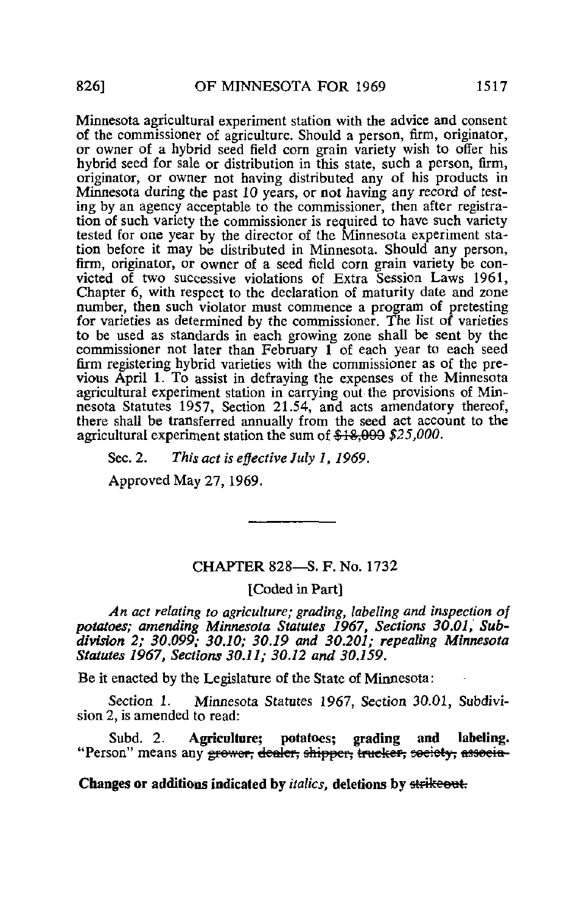Minnesota agricultural experiment station with the advice and consent of the commissioner of agriculture. Should a person, firm, originator, or owner of a hybrid seed field corn grain variety wish to offer his hybrid seed for sale or distribution in this state, such a person, firm, originator, or owner not having distributed any of his products in Minnesota during the past 10 years, or not having any record of testing by an agency acceptable to the commissioner, then after registration of such variety the commissioner is required to have such variety tested for one year by the director of the Minnesota experiment station before it may be distributed in Minnesota. Should any person, firm, originator, or owner of a seed field corn grain variety be convicted of two successive violations of Extra Session Laws 1961, Chapter 6, with respect to the declaration of maturity date and zone number, then such violator must commence a program of pretesting for varieties as determined by the commissioner. The list of varieties to be used as standards in each growing zone shall be sent by the commissioner not later than February 1 of each year to each seed firm registering hybrid varieties with the commissioner as of the previous April 1. To assist in defraying the expenses of the Minnesota agricultural experiment station in carrying out the provisions of Minnesota Statutes 1957, Section 21.54, and acts amendatory thereof, there shall be transferred annually from the seed act account to the agricultural experiment station the sum of ~~$18,000~~ *$25,000.*

Sec. 2. *This act is effective July 1, 1969.*

Approved May 27, 1969.

---

## CHAPTER 828—S. F. No. 1732

[Coded in Part]

*An act relating to agriculture; grading, labeling and inspection of potatoes; amending Minnesota Statutes 1967, Sections 30.01, Subdivision 2; 30.099; 30.10; 30.19 and 30.201; repealing Minnesota Statutes 1967, Sections 30.11; 30.12 and 30.159.*

Be it enacted by the Legislature of the State of Minnesota:

*Section 1.* Minnesota Statutes 1967, Section 30.01, Subdivision 2, is amended to read:

Subd. 2. **Agriculture; potatoes; grading and labeling.** "Person" means any ~~grower, dealer, shipper, trucker, society, associa-~~

**Changes or additions indicated by *italics*, deletions by ~~strikeout.~~**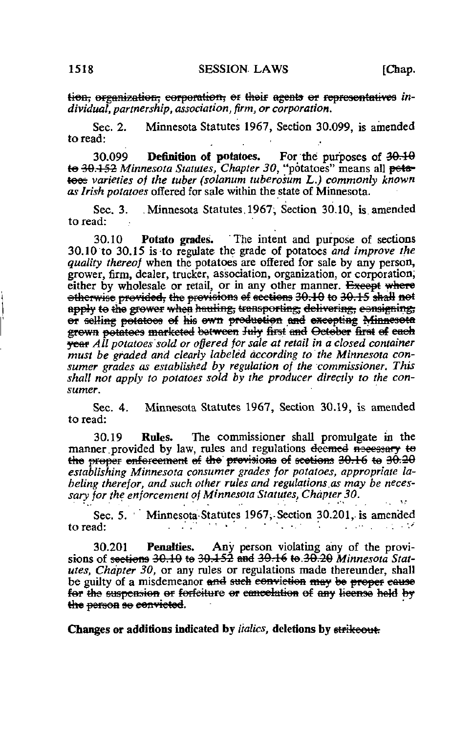~~tion, organization, corporation, or their agents or representatives~~ *individual, partnership, association, firm, or corporation.*

Sec. 2. Minnesota Statutes 1967, Section 30.099, is amended to read:

30.099 **Definition of potatoes.** For the purposes of ~~30.10 to 30.152~~ *Minnesota Statutes, Chapter 30,* "potatoes" means all ~~potatoes~~ *varieties of the tuber (solanum tuberosum L.) commonly known as Irish potatoes* offered for sale within the state of Minnesota.

Sec. 3. Minnesota Statutes 1967, Section 30.10, is amended to read:

30.10 **Potato grades.** The intent and purpose of sections 30.10 to 30.15 is to regulate the grade of potatoes *and improve the quality thereof* when the potatoes are offered for sale by any person, grower, firm, dealer, trucker, association, organization, or corporation, either by wholesale or retail, or in any other manner. ~~Except where otherwise provided, the provisions of sections 30.10 to 30.15 shall not apply to the grower when hauling, transporting, delivering, consigning, or selling potatoes of his own production and excepting Minnesota grown potatoes marketed between July first and October first of each year~~ *All potatoes sold or offered for sale at retail in a closed container must be graded and clearly labeled according to the Minnesota consumer grades as established by regulation of the commissioner. This shall not apply to potatoes sold by the producer directly to the consumer.*

Sec. 4. Minnesota Statutes 1967, Section 30.19, is amended to read:

30.19 **Rules.** The commissioner shall promulgate in the manner provided by law, rules and regulations ~~deemed necessary to the proper enforcement of the provisions of sections 30.16 to 30.20~~ *establishing Minnesota consumer grades for potatoes, appropriate labeling therefor, and such other rules and regulations as may be necessary for the enforcement of Minnesota Statutes, Chapter 30.*

Sec. 5. Minnesota Statutes 1967, Section 30.201, is amended to read:

30.201 **Penalties.** Any person violating any of the provisions of ~~sections 30.10 to 30.152 and 30.16 to 30.20~~ *Minnesota Statutes, Chapter 30,* or any rules or regulations made thereunder, shall be guilty of a misdemeanor ~~and such conviction may be proper cause for the suspension or forfeiture or cancelation of any license held by the person so convicted.~~

**Changes or additions indicated by *italics*, deletions by ~~strikeout.~~**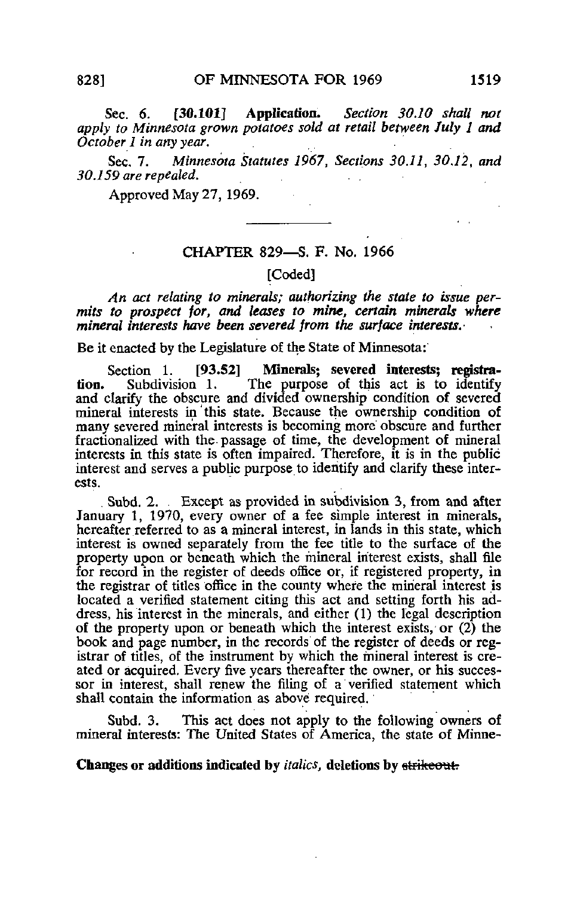Sec. 6. **[30.101] Application.** *Section 30.10 shall not apply to Minnesota grown potatoes sold at retail between July 1 and October 1 in any year.*

Sec. 7. *Minnesota Statutes 1967, Sections 30.11, 30.12, and 30.159 are repealed.*

Approved May 27, 1969.

---

## CHAPTER 829—S. F. No. 1966

[Coded]

*An act relating to minerals; authorizing the state to issue permits to prospect for, and leases to mine, certain minerals where mineral interests have been severed from the surface interests.*

Be it enacted by the Legislature of the State of Minnesota:

Section 1. **[93.52] Minerals; severed interests; registration.** Subdivision 1. The purpose of this act is to identify and clarify the obscure and divided ownership condition of severed mineral interests in this state. Because the ownership condition of many severed mineral interests is becoming more obscure and further fractionalized with the passage of time, the development of mineral interests in this state is often impaired. Therefore, it is in the public interest and serves a public purpose to identify and clarify these interests.

Subd. 2. Except as provided in subdivision 3, from and after January 1, 1970, every owner of a fee simple interest in minerals, hereafter referred to as a mineral interest, in lands in this state, which interest is owned separately from the fee title to the surface of the property upon or beneath which the mineral interest exists, shall file for record in the register of deeds office or, if registered property, in the registrar of titles office in the county where the mineral interest is located a verified statement citing this act and setting forth his address, his interest in the minerals, and either (1) the legal description of the property upon or beneath which the interest exists, or (2) the book and page number, in the records of the register of deeds or registrar of titles, of the instrument by which the mineral interest is created or acquired. Every five years thereafter the owner, or his successor in interest, shall renew the filing of a verified statement which shall contain the information as above required.

Subd. 3. This act does not apply to the following owners of mineral interests: The United States of America, the state of Minne-

**Changes or additions indicated by *italics*, deletions by ~~strikeout.~~**